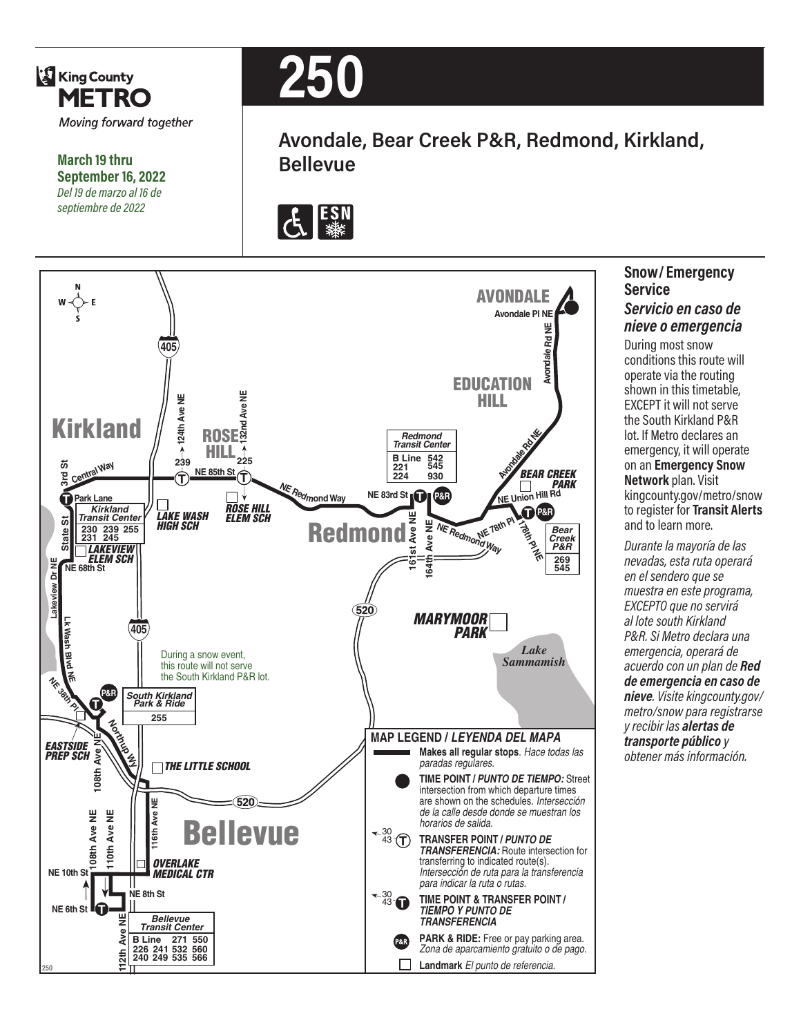# 250

**King County METRO**

*Moving forward together*

**March 19 thru September 16, 2022**

*Del 19 de marzo al 16 de septiembre de 2022*

## Avondale, Bear Creek P&R, Redmond, Kirkland, Bellevue

AVONDALE
Avondale Pl NE
Avondale Rd NE
EDUCATION HILL
BEAR CREEK PARK
NE Union Hill Rd
Bear Creek P&R: 269, 545
178th Pl NE
NE 78th Pl
NE Redmond Way
Redmond Transit Center: B Line, 221, 224, 542, 545, 930
NE 83rd St
161st Ave NE
164th Ave NE
Redmond
MARYMOOR PARK
Lake Sammamish
520
ROSE HILL
132nd Ave NE
225
ROSE HILL ELEM SCH
NE 85th St
124th Ave NE
239
LAKE WASH HIGH SCH
405
Kirkland
Central Way
3rd St
Park Lane
Kirkland Transit Center: 230, 231, 239, 245, 255
State St
LAKEVIEW ELEM SCH
NE 68th St
Lakeview Dr NE
Lk Wash Blvd NE
NE 38th Pl
During a snow event, this route will not serve the South Kirkland P&R lot.
South Kirkland Park & Ride: 255
EASTSIDE PREP SCH
Northup Wy
108th Ave NE
THE LITTLE SCHOOL
116th Ave NE
Bellevue
OVERLAKE MEDICAL CTR
108th Ave NE
110th Ave NE
NE 10th St
NE 8th St
NE 6th St
112th Ave NE
Bellevue Transit Center: B Line, 226, 240, 241, 249, 271, 532, 535, 550, 560, 566

**MAP LEGEND / *LEYENDA DEL MAPA***

- **Makes all regular stops**. *Hace todas las paradas regulares.*
- **TIME POINT / *PUNTO DE TIEMPO:*** Street intersection from which departure times are shown on the schedules. *Intersección de la calle desde donde se muestran los horarios de salida.*
- **TRANSFER POINT / *PUNTO DE TRANSFERENCIA:*** Route intersection for transferring to indicated route(s). *Intersección de ruta para la transferencia para indicar la ruta o rutas.*
- **TIME POINT & TRANSFER POINT / *TIEMPO Y PUNTO DE TRANSFERENCIA***
- **PARK & RIDE:** Free or pay parking area. *Zona de aparcamiento gratuito o de pago.*
- **Landmark** *El punto de referencia.*

### Snow/Emergency Service

### *Servicio en caso de nieve o emergencia*

During most snow conditions this route will operate via the routing shown in this timetable, EXCEPT it will not serve the South Kirkland P&R lot. If Metro declares an emergency, it will operate on an **Emergency Snow Network** plan. Visit kingcounty.gov/metro/snow to register for **Transit Alerts** and to learn more.

*Durante la mayoría de las nevadas, esta ruta operará en el sendero que se muestra en este programa, EXCEPTO que no servirá al lote south Kirkland P&R. Si Metro declara una emergencia, operará de acuerdo con un plan de **Red de emergencia en caso de nieve**. Visite kingcounty.gov/metro/snow para registrarse y recibir las **alertas de transporte público** y obtener más información.*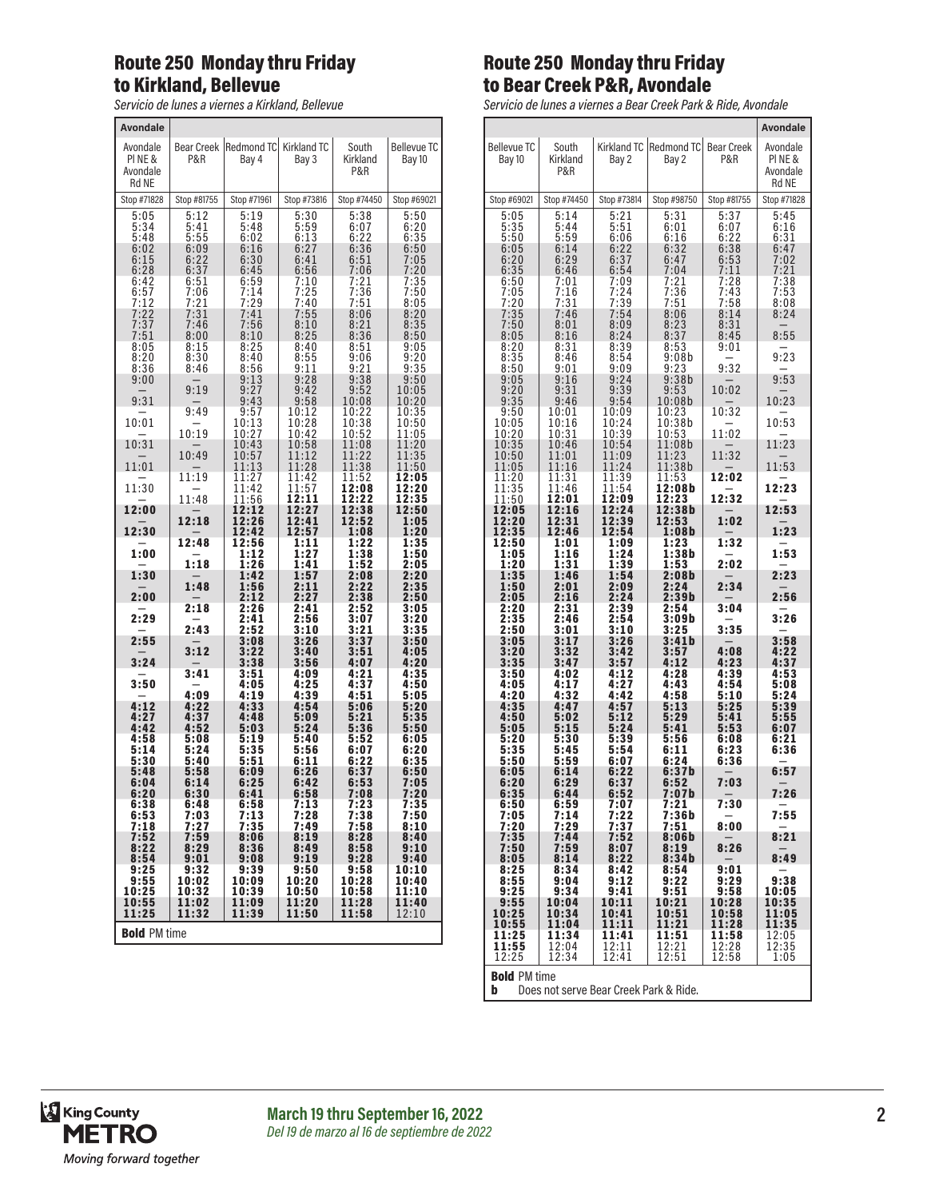## Route 250 Monday thru Friday to Kirkland, Bellevue

*Servicio de lunes a viernes a Kirkland, Bellevue*

| Avondale Pl NE & Avondale Rd NE | Bear Creek P&R | Redmond TC Bay 4 | Kirkland TC Bay 3 | South Kirkland P&R | Bellevue TC Bay 10 |
|---|---|---|---|---|---|
| Stop #71828 | Stop #81755 | Stop #71961 | Stop #73816 | Stop #74450 | Stop #69021 |
| 5:05 | 5:12 | 5:19 | 5:30 | 5:38 | 5:50 |
| 5:34 | 5:41 | 5:48 | 5:59 | 6:07 | 6:20 |
| 5:48 | 5:55 | 6:02 | 6:13 | 6:22 | 6:35 |
| 6:02 | 6:09 | 6:16 | 6:27 | 6:36 | 6:50 |
| 6:15 | 6:22 | 6:30 | 6:41 | 6:51 | 7:05 |
| 6:28 | 6:37 | 6:45 | 6:56 | 7:06 | 7:20 |
| 6:42 | 6:51 | 6:59 | 7:10 | 7:21 | 7:35 |
| 6:57 | 7:06 | 7:14 | 7:25 | 7:36 | 7:50 |
| 7:12 | 7:21 | 7:29 | 7:40 | 7:51 | 8:05 |
| 7:22 | 7:31 | 7:41 | 7:55 | 8:06 | 8:20 |
| 7:37 | 7:46 | 7:56 | 8:10 | 8:21 | 8:35 |
| 7:51 | 8:00 | 8:10 | 8:25 | 8:36 | 8:50 |
| 8:05 | 8:15 | 8:25 | 8:40 | 8:51 | 9:05 |
| 8:20 | 8:30 | 8:40 | 8:55 | 9:06 | 9:20 |
| 8:36 | 8:46 | 8:56 | 9:11 | 9:21 | 9:35 |
| 9:00 | — | 9:13 | 9:28 | 9:38 | 9:50 |
| — | 9:19 | 9:27 | 9:42 | 9:52 | 10:05 |
| 9:31 | — | 9:43 | 9:58 | 10:08 | 10:20 |
| — | 9:49 | 9:57 | 10:12 | 10:22 | 10:35 |
| 10:01 | — | 10:13 | 10:28 | 10:38 | 10:50 |
| — | 10:19 | 10:27 | 10:42 | 10:52 | 11:05 |
| 10:31 | — | 10:43 | 10:58 | 11:08 | 11:20 |
| — | 10:49 | 10:57 | 11:12 | 11:22 | 11:35 |
| 11:01 | — | 11:13 | 11:28 | 11:38 | 11:50 |
| — | 11:19 | 11:27 | 11:42 | 11:52 | **12:05** |
| 11:30 | — | 11:42 | 11:57 | **12:08** | **12:20** |
| — | 11:48 | 11:56 | **12:11** | **12:22** | **12:35** |
| **12:00** | — | **12:12** | **12:27** | **12:38** | **12:50** |
| — | **12:18** | **12:26** | **12:41** | **12:52** | **1:05** |
| **12:30** | — | **12:42** | **12:57** | **1:08** | **1:20** |
| — | **12:48** | **12:56** | **1:11** | **1:22** | **1:35** |
| **1:00** | — | **1:12** | **1:27** | **1:38** | **1:50** |
| — | **1:18** | **1:26** | **1:41** | **1:52** | **2:05** |
| **1:30** | — | **1:42** | **1:57** | **2:08** | **2:20** |
| — | **1:48** | **1:56** | **2:11** | **2:22** | **2:35** |
| **2:00** | — | **2:12** | **2:27** | **2:38** | **2:50** |
| — | **2:18** | **2:26** | **2:41** | **2:52** | **3:05** |
| **2:29** | — | **2:41** | **2:56** | **3:07** | **3:20** |
| — | **2:43** | **2:52** | **3:10** | **3:21** | **3:35** |
| **2:55** | — | **3:08** | **3:26** | **3:37** | **3:50** |
| — | **3:12** | **3:22** | **3:40** | **3:51** | **4:05** |
| **3:24** | — | **3:38** | **3:56** | **4:07** | **4:20** |
| — | **3:41** | **3:51** | **4:09** | **4:21** | **4:35** |
| **3:50** | — | **4:05** | **4:25** | **4:37** | **4:50** |
| — | **4:09** | **4:19** | **4:39** | **4:51** | **5:05** |
| **4:12** | **4:22** | **4:33** | **4:54** | **5:06** | **5:20** |
| **4:27** | **4:37** | **4:48** | **5:09** | **5:21** | **5:35** |
| **4:42** | **4:52** | **5:03** | **5:24** | **5:36** | **5:50** |
| **4:58** | **5:08** | **5:19** | **5:40** | **5:52** | **6:05** |
| **5:14** | **5:24** | **5:35** | **5:56** | **6:07** | **6:20** |
| **5:30** | **5:40** | **5:51** | **6:11** | **6:22** | **6:35** |
| **5:48** | **5:58** | **6:09** | **6:26** | **6:37** | **6:50** |
| **6:04** | **6:14** | **6:25** | **6:42** | **6:53** | **7:05** |
| **6:20** | **6:30** | **6:41** | **6:58** | **7:08** | **7:20** |
| **6:38** | **6:48** | **6:58** | **7:13** | **7:23** | **7:35** |
| **6:53** | **7:03** | **7:13** | **7:28** | **7:38** | **7:50** |
| **7:18** | **7:27** | **7:35** | **7:49** | **7:58** | **8:10** |
| **7:52** | **7:59** | **8:06** | **8:19** | **8:28** | **8:40** |
| **8:22** | **8:29** | **8:36** | **8:49** | **8:58** | **9:10** |
| **8:54** | **9:01** | **9:08** | **9:19** | **9:28** | **9:40** |
| **9:25** | **9:32** | **9:39** | **9:50** | **9:58** | **10:10** |
| **9:55** | **10:02** | **10:09** | **10:20** | **10:28** | **10:40** |
| **10:25** | **10:32** | **10:39** | **10:50** | **10:58** | **11:10** |
| **10:55** | **11:02** | **11:09** | **11:20** | **11:28** | **11:40** |
| **11:25** | **11:32** | **11:39** | **11:50** | **11:58** | 12:10 |

**Bold** PM time

## Route 250 Monday thru Friday to Bear Creek P&R, Avondale

*Servicio de lunes a viernes a Bear Creek Park & Ride, Avondale*

| Bellevue TC Bay 10 | South Kirkland P&R | Kirkland TC Bay 2 | Redmond TC Bay 2 | Bear Creek P&R | Avondale Pl NE & Avondale Rd NE |
|---|---|---|---|---|---|
| Stop #69021 | Stop #74450 | Stop #73814 | Stop #98750 | Stop #81755 | Stop #71828 |
| 5:05 | 5:14 | 5:21 | 5:31 | 5:37 | 5:45 |
| 5:35 | 5:44 | 5:51 | 6:01 | 6:07 | 6:16 |
| 5:50 | 5:59 | 6:06 | 6:16 | 6:22 | 6:31 |
| 6:05 | 6:14 | 6:22 | 6:32 | 6:38 | 6:47 |
| 6:20 | 6:29 | 6:37 | 6:47 | 6:53 | 7:02 |
| 6:35 | 6:46 | 6:54 | 7:04 | 7:11 | 7:21 |
| 6:50 | 7:01 | 7:09 | 7:21 | 7:28 | 7:38 |
| 7:05 | 7:16 | 7:24 | 7:36 | 7:43 | 7:53 |
| 7:20 | 7:31 | 7:39 | 7:51 | 7:58 | 8:08 |
| 7:35 | 7:46 | 7:54 | 8:06 | 8:14 | 8:24 |
| 7:50 | 8:01 | 8:09 | 8:23 | 8:31 | — |
| 8:05 | 8:16 | 8:24 | 8:37 | 8:45 | 8:55 |
| 8:20 | 8:31 | 8:39 | 8:53 | 9:01 | — |
| 8:35 | 8:46 | 8:54 | 9:08b | — | 9:23 |
| 8:50 | 9:01 | 9:09 | 9:23 | 9:32 | — |
| 9:05 | 9:16 | 9:24 | 9:38b | — | 9:53 |
| 9:20 | 9:31 | 9:39 | 9:53 | 10:02 | — |
| 9:35 | 9:46 | 9:54 | 10:08b | — | 10:23 |
| 9:50 | 10:01 | 10:09 | 10:23 | 10:32 | — |
| 10:05 | 10:16 | 10:24 | 10:38b | — | 10:53 |
| 10:20 | 10:31 | 10:39 | 10:53 | 11:02 | — |
| 10:35 | 10:46 | 10:54 | 11:08b | — | 11:23 |
| 10:50 | 11:01 | 11:09 | 11:23 | 11:32 | — |
| 11:05 | 11:16 | 11:24 | 11:38b | — | 11:53 |
| 11:20 | 11:31 | 11:39 | 11:53 | **12:02** | — |
| 11:35 | 11:46 | 11:54 | **12:08b** | — | **12:23** |
| 11:50 | **12:01** | **12:09** | **12:23** | **12:32** | — |
| **12:05** | **12:16** | **12:24** | **12:38b** | — | **12:53** |
| **12:20** | **12:31** | **12:39** | **12:53** | **1:02** | — |
| **12:35** | **12:46** | **12:54** | **1:08b** | — | **1:23** |
| **12:50** | **1:01** | **1:09** | **1:23** | **1:32** | — |
| **1:05** | **1:16** | **1:24** | **1:38b** | — | **1:53** |
| **1:20** | **1:31** | **1:39** | **1:53** | **2:02** | — |
| **1:35** | **1:46** | **1:54** | **2:08b** | — | **2:23** |
| **1:50** | **2:01** | **2:09** | **2:24** | **2:34** | — |
| **2:05** | **2:16** | **2:24** | **2:39b** | — | **2:56** |
| **2:20** | **2:31** | **2:39** | **2:54** | **3:04** | — |
| **2:35** | **2:46** | **2:54** | **3:09b** | — | **3:26** |
| **2:50** | **3:01** | **3:10** | **3:25** | **3:35** | — |
| **3:05** | **3:17** | **3:26** | **3:41b** | — | **3:58** |
| **3:20** | **3:32** | **3:42** | **3:57** | **4:08** | **4:22** |
| **3:35** | **3:47** | **3:57** | **4:12** | **4:23** | **4:37** |
| **3:50** | **4:02** | **4:12** | **4:28** | **4:39** | **4:53** |
| **4:05** | **4:17** | **4:27** | **4:43** | **4:54** | **5:08** |
| **4:20** | **4:32** | **4:42** | **4:58** | **5:10** | **5:24** |
| **4:35** | **4:47** | **4:57** | **5:13** | **5:25** | **5:39** |
| **4:50** | **5:02** | **5:12** | **5:29** | **5:41** | **5:55** |
| **5:05** | **5:15** | **5:24** | **5:41** | **5:53** | **6:07** |
| **5:20** | **5:30** | **5:39** | **5:56** | **6:08** | **6:21** |
| **5:35** | **5:45** | **5:54** | **6:11** | **6:23** | **6:36** |
| **5:50** | **5:59** | **6:07** | **6:24** | **6:36** | — |
| **6:05** | **6:14** | **6:22** | **6:37b** | — | **6:57** |
| **6:20** | **6:29** | **6:37** | **6:52** | **7:03** | — |
| **6:35** | **6:44** | **6:52** | **7:07b** | — | **7:26** |
| **6:50** | **6:59** | **7:07** | **7:21** | **7:30** | — |
| **7:05** | **7:14** | **7:22** | **7:36b** | — | **7:55** |
| **7:20** | **7:29** | **7:37** | **7:51** | **8:00** | — |
| **7:35** | **7:44** | **7:52** | **8:06b** | — | **8:21** |
| **7:50** | **7:59** | **8:07** | **8:19** | **8:26** | — |
| **8:05** | **8:14** | **8:22** | **8:34b** | — | **8:49** |
| **8:25** | **8:34** | **8:42** | **8:54** | **9:01** | — |
| **8:55** | **9:04** | **9:12** | **9:22** | **9:29** | **9:38** |
| **9:25** | **9:34** | **9:41** | **9:51** | **9:58** | **10:05** |
| **9:55** | **10:04** | **10:11** | **10:21** | **10:28** | **10:35** |
| **10:25** | **10:34** | **10:41** | **10:51** | **10:58** | **11:05** |
| **10:55** | **11:04** | **11:11** | **11:21** | **11:28** | **11:35** |
| **11:25** | **11:34** | **11:41** | **11:51** | **11:58** | 12:05 |
| **11:55** | 12:04 | 12:11 | 12:21 | 12:28 | 12:35 |
| 12:25 | 12:34 | 12:41 | 12:51 | 12:58 | 1:05 |

**Bold** PM time

**b** Does not serve Bear Creek Park & Ride.

**March 19 thru September 16, 2022**

*Del 19 de marzo al 16 de septiembre de 2022*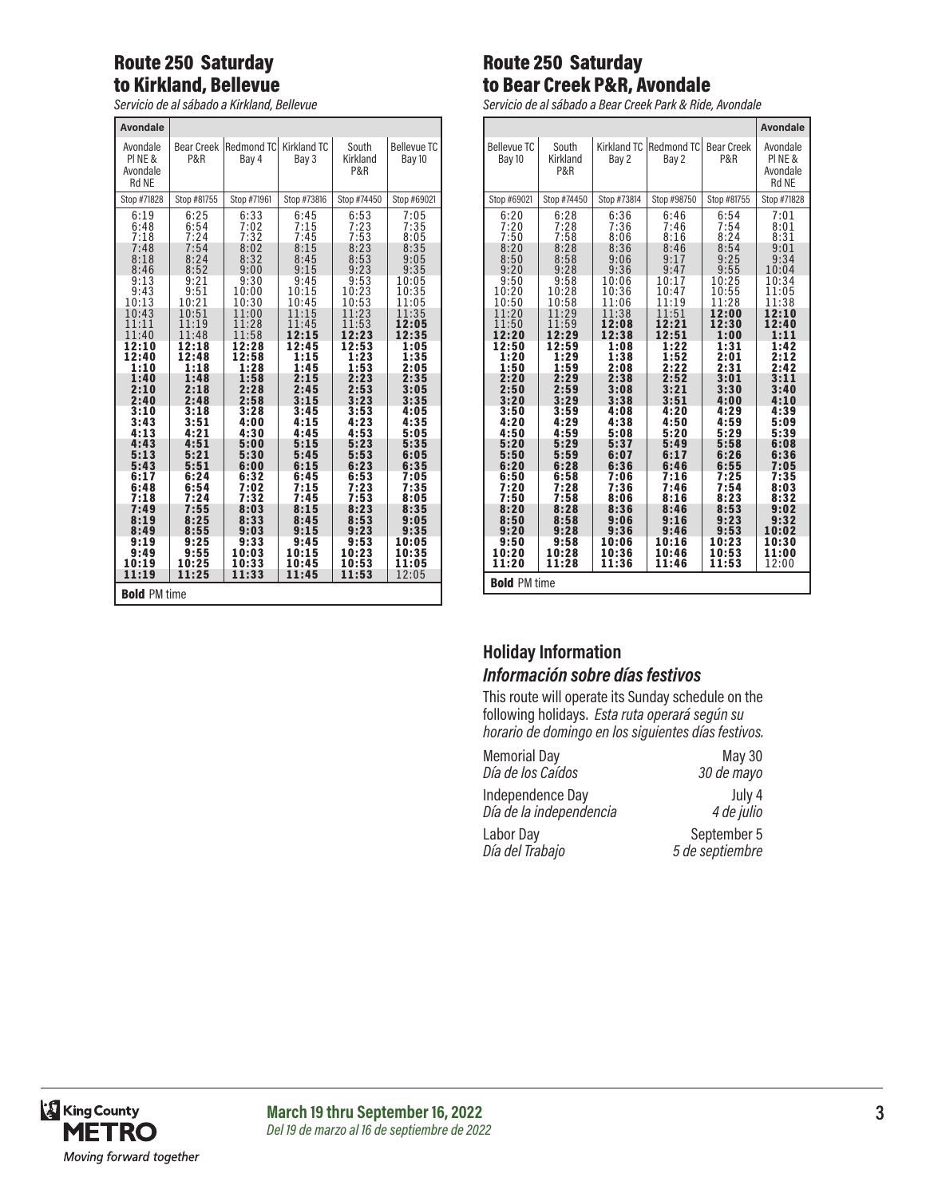## Route 250 Saturday to Kirkland, Bellevue

*Servicio de al sábado a Kirkland, Bellevue*

| Avondale | | | | | |
|---|---|---|---|---|---|
| Avondale Pl NE & Avondale Rd NE | Bear Creek P&R | Redmond TC Bay 4 | Kirkland TC Bay 3 | South Kirkland P&R | Bellevue TC Bay 10 |
| Stop #71828 | Stop #81755 | Stop #71961 | Stop #73816 | Stop #74450 | Stop #69021 |
| 6:19 | 6:25 | 6:33 | 6:45 | 6:53 | 7:05 |
| 6:48 | 6:54 | 7:02 | 7:15 | 7:23 | 7:35 |
| 7:18 | 7:24 | 7:32 | 7:45 | 7:53 | 8:05 |
| 7:48 | 7:54 | 8:02 | 8:15 | 8:23 | 8:35 |
| 8:18 | 8:24 | 8:32 | 8:45 | 8:53 | 9:05 |
| 8:46 | 8:52 | 9:00 | 9:15 | 9:23 | 9:35 |
| 9:13 | 9:21 | 9:30 | 9:45 | 9:53 | 10:05 |
| 9:43 | 9:51 | 10:00 | 10:15 | 10:23 | 10:35 |
| 10:13 | 10:21 | 10:30 | 10:45 | 10:53 | 11:05 |
| 10:43 | 10:51 | 11:00 | 11:15 | 11:23 | 11:35 |
| 11:11 | 11:19 | 11:28 | 11:45 | 11:53 | **12:05** |
| 11:40 | 11:48 | 11:58 | **12:15** | **12:23** | **12:35** |
| **12:10** | **12:18** | **12:28** | **12:45** | **12:53** | **1:05** |
| **12:40** | **12:48** | **12:58** | **1:15** | **1:23** | **1:35** |
| **1:10** | **1:18** | **1:28** | **1:45** | **1:53** | **2:05** |
| **1:40** | **1:48** | **1:58** | **2:15** | **2:23** | **2:35** |
| **2:10** | **2:18** | **2:28** | **2:45** | **2:53** | **3:05** |
| **2:40** | **2:48** | **2:58** | **3:15** | **3:23** | **3:35** |
| **3:10** | **3:18** | **3:28** | **3:45** | **3:53** | **4:05** |
| **3:43** | **3:51** | **4:00** | **4:15** | **4:23** | **4:35** |
| **4:13** | **4:21** | **4:30** | **4:45** | **4:53** | **5:05** |
| **4:43** | **4:51** | **5:00** | **5:15** | **5:23** | **5:35** |
| **5:13** | **5:21** | **5:30** | **5:45** | **5:53** | **6:05** |
| **5:43** | **5:51** | **6:00** | **6:15** | **6:23** | **6:35** |
| **6:17** | **6:24** | **6:32** | **6:45** | **6:53** | **7:05** |
| **6:48** | **6:54** | **7:02** | **7:15** | **7:23** | **7:35** |
| **7:18** | **7:24** | **7:32** | **7:45** | **7:53** | **8:05** |
| **7:49** | **7:55** | **8:03** | **8:15** | **8:23** | **8:35** |
| **8:19** | **8:25** | **8:33** | **8:45** | **8:53** | **9:05** |
| **8:49** | **8:55** | **9:03** | **9:15** | **9:23** | **9:35** |
| **9:19** | **9:25** | **9:33** | **9:45** | **9:53** | **10:05** |
| **9:49** | **9:55** | **10:03** | **10:15** | **10:23** | **10:35** |
| **10:19** | **10:25** | **10:33** | **10:45** | **10:53** | **11:05** |
| **11:19** | **11:25** | **11:33** | **11:45** | **11:53** | 12:05 |

**Bold** PM time

## Route 250 Saturday to Bear Creek P&R, Avondale

*Servicio de al sábado a Bear Creek Park & Ride, Avondale*

| | | | | | Avondale |
|---|---|---|---|---|---|
| Bellevue TC Bay 10 | South Kirkland P&R | Kirkland TC Bay 2 | Redmond TC Bay 2 | Bear Creek P&R | Avondale Pl NE & Avondale Rd NE |
| Stop #69021 | Stop #74450 | Stop #73814 | Stop #98750 | Stop #81755 | Stop #71828 |
| 6:20 | 6:28 | 6:36 | 6:46 | 6:54 | 7:01 |
| 7:20 | 7:28 | 7:36 | 7:46 | 7:54 | 8:01 |
| 7:50 | 7:58 | 8:06 | 8:16 | 8:24 | 8:31 |
| 8:20 | 8:28 | 8:36 | 8:46 | 8:54 | 9:01 |
| 8:50 | 8:58 | 9:06 | 9:17 | 9:25 | 9:34 |
| 9:20 | 9:28 | 9:36 | 9:47 | 9:55 | 10:04 |
| 9:50 | 9:58 | 10:06 | 10:17 | 10:25 | 10:34 |
| 10:20 | 10:28 | 10:36 | 10:47 | 10:55 | 11:05 |
| 10:50 | 10:58 | 11:06 | 11:19 | 11:28 | 11:38 |
| 11:20 | 11:29 | 11:38 | 11:51 | **12:00** | **12:10** |
| 11:50 | 11:59 | **12:08** | **12:21** | **12:30** | **12:40** |
| **12:20** | **12:29** | **12:38** | **12:51** | **1:00** | **1:11** |
| **12:50** | **12:59** | **1:08** | **1:22** | **1:31** | **1:42** |
| **1:20** | **1:29** | **1:38** | **1:52** | **2:01** | **2:12** |
| **1:50** | **1:59** | **2:08** | **2:22** | **2:31** | **2:42** |
| **2:20** | **2:29** | **2:38** | **2:52** | **3:01** | **3:11** |
| **2:50** | **2:59** | **3:08** | **3:21** | **3:30** | **3:40** |
| **3:20** | **3:29** | **3:38** | **3:51** | **4:00** | **4:10** |
| **3:50** | **3:59** | **4:08** | **4:20** | **4:29** | **4:39** |
| **4:20** | **4:29** | **4:38** | **4:50** | **4:59** | **5:09** |
| **4:50** | **4:59** | **5:08** | **5:20** | **5:29** | **5:39** |
| **5:20** | **5:29** | **5:37** | **5:49** | **5:58** | **6:08** |
| **5:50** | **5:59** | **6:07** | **6:17** | **6:26** | **6:36** |
| **6:20** | **6:28** | **6:36** | **6:46** | **6:55** | **7:05** |
| **6:50** | **6:58** | **7:06** | **7:16** | **7:25** | **7:35** |
| **7:20** | **7:28** | **7:36** | **7:46** | **7:54** | **8:03** |
| **7:50** | **7:58** | **8:06** | **8:16** | **8:23** | **8:32** |
| **8:20** | **8:28** | **8:36** | **8:46** | **8:53** | **9:02** |
| **8:50** | **8:58** | **9:06** | **9:16** | **9:23** | **9:32** |
| **9:20** | **9:28** | **9:36** | **9:46** | **9:53** | **10:02** |
| **9:50** | **9:58** | **10:06** | **10:16** | **10:23** | **10:30** |
| **10:20** | **10:28** | **10:36** | **10:46** | **10:53** | **11:00** |
| **11:20** | **11:28** | **11:36** | **11:46** | **11:53** | 12:00 |

**Bold** PM time

### Holiday Information

### *Información sobre días festivos*

This route will operate its Sunday schedule on the following holidays. *Esta ruta operará según su horario de domingo en los siguientes días festivos.*

| | |
|---|---|
| Memorial Day<br>*Día de los Caídos* | May 30<br>*30 de mayo* |
| Independence Day<br>*Día de la independencia* | July 4<br>*4 de julio* |
| Labor Day<br>*Día del Trabajo* | September 5<br>*5 de septiembre* |

**March 19 thru September 16, 2022**
*Del 19 de marzo al 16 de septiembre de 2022*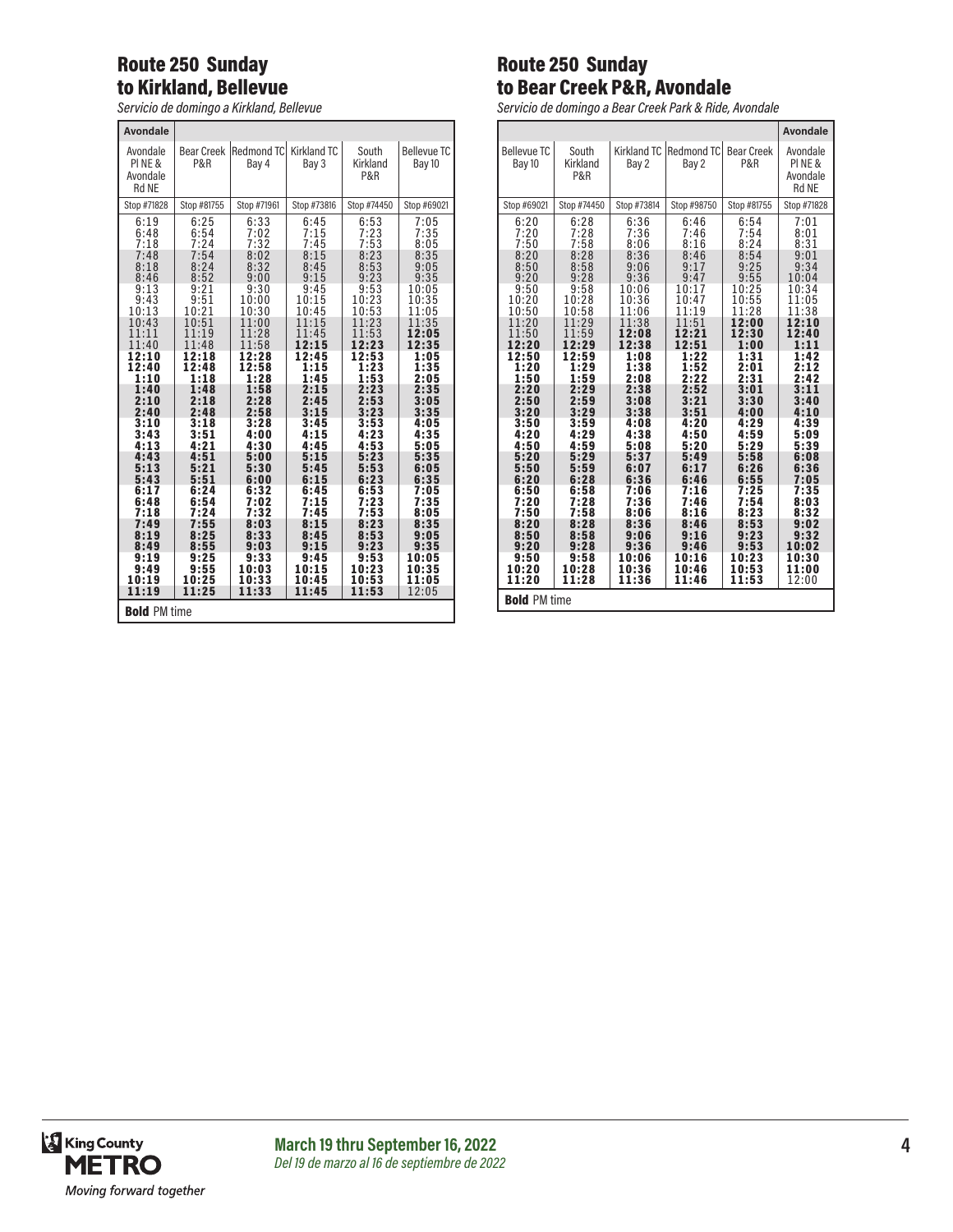## Route 250 Sunday to Kirkland, Bellevue

*Servicio de domingo a Kirkland, Bellevue*

| Avondale | | | | | |
|---|---|---|---|---|---|
| Avondale Pl NE & Avondale Rd NE | Bear Creek P&R | Redmond TC Bay 4 | Kirkland TC Bay 3 | South Kirkland P&R | Bellevue TC Bay 10 |
| Stop #71828 | Stop #81755 | Stop #71961 | Stop #73816 | Stop #74450 | Stop #69021 |
| 6:19 | 6:25 | 6:33 | 6:45 | 6:53 | 7:05 |
| 6:48 | 6:54 | 7:02 | 7:15 | 7:23 | 7:35 |
| 7:18 | 7:24 | 7:32 | 7:45 | 7:53 | 8:05 |
| 7:48 | 7:54 | 8:02 | 8:15 | 8:23 | 8:35 |
| 8:18 | 8:24 | 8:32 | 8:45 | 8:53 | 9:05 |
| 8:46 | 8:52 | 9:00 | 9:15 | 9:23 | 9:35 |
| 9:13 | 9:21 | 9:30 | 9:45 | 9:53 | 10:05 |
| 9:43 | 9:51 | 10:00 | 10:15 | 10:23 | 10:35 |
| 10:13 | 10:21 | 10:30 | 10:45 | 10:53 | 11:05 |
| 10:43 | 10:51 | 11:00 | 11:15 | 11:23 | 11:35 |
| 11:11 | 11:19 | 11:28 | 11:45 | 11:53 | **12:05** |
| 11:40 | 11:48 | 11:58 | **12:15** | **12:23** | **12:35** |
| **12:10** | **12:18** | **12:28** | **12:45** | **12:53** | **1:05** |
| **12:40** | **12:48** | **12:58** | **1:15** | **1:23** | **1:35** |
| **1:10** | **1:18** | **1:28** | **1:45** | **1:53** | **2:05** |
| **1:40** | **1:48** | **1:58** | **2:15** | **2:23** | **2:35** |
| **2:10** | **2:18** | **2:28** | **2:45** | **2:53** | **3:05** |
| **2:40** | **2:48** | **2:58** | **3:15** | **3:23** | **3:35** |
| **3:10** | **3:18** | **3:28** | **3:45** | **3:53** | **4:05** |
| **3:43** | **3:51** | **4:00** | **4:15** | **4:23** | **4:35** |
| **4:13** | **4:21** | **4:30** | **4:45** | **4:53** | **5:05** |
| **4:43** | **4:51** | **5:00** | **5:15** | **5:23** | **5:35** |
| **5:13** | **5:21** | **5:30** | **5:45** | **5:53** | **6:05** |
| **5:43** | **5:51** | **6:00** | **6:15** | **6:23** | **6:35** |
| **6:17** | **6:24** | **6:32** | **6:45** | **6:53** | **7:05** |
| **6:48** | **6:54** | **7:02** | **7:15** | **7:23** | **7:35** |
| **7:18** | **7:24** | **7:32** | **7:45** | **7:53** | **8:05** |
| **7:49** | **7:55** | **8:03** | **8:15** | **8:23** | **8:35** |
| **8:19** | **8:25** | **8:33** | **8:45** | **8:53** | **9:05** |
| **8:49** | **8:55** | **9:03** | **9:15** | **9:23** | **9:35** |
| **9:19** | **9:25** | **9:33** | **9:45** | **9:53** | **10:05** |
| **9:49** | **9:55** | **10:03** | **10:15** | **10:23** | **10:35** |
| **10:19** | **10:25** | **10:33** | **10:45** | **10:53** | **11:05** |
| **11:19** | **11:25** | **11:33** | **11:45** | **11:53** | 12:05 |

**Bold** PM time

## Route 250 Sunday to Bear Creek P&R, Avondale

*Servicio de domingo a Bear Creek Park & Ride, Avondale*

| | | | | | Avondale |
|---|---|---|---|---|---|
| Bellevue TC Bay 10 | South Kirkland P&R | Kirkland TC Bay 2 | Redmond TC Bay 2 | Bear Creek P&R | Avondale Pl NE & Avondale Rd NE |
| Stop #69021 | Stop #74450 | Stop #73814 | Stop #98750 | Stop #81755 | Stop #71828 |
| 6:20 | 6:28 | 6:36 | 6:46 | 6:54 | 7:01 |
| 7:20 | 7:28 | 7:36 | 7:46 | 7:54 | 8:01 |
| 7:50 | 7:58 | 8:06 | 8:16 | 8:24 | 8:31 |
| 8:20 | 8:28 | 8:36 | 8:46 | 8:54 | 9:01 |
| 8:50 | 8:58 | 9:06 | 9:17 | 9:25 | 9:34 |
| 9:20 | 9:28 | 9:36 | 9:47 | 9:55 | 10:04 |
| 9:50 | 9:58 | 10:06 | 10:17 | 10:25 | 10:34 |
| 10:20 | 10:28 | 10:36 | 10:47 | 10:55 | 11:05 |
| 10:50 | 10:58 | 11:06 | 11:19 | 11:28 | 11:38 |
| 11:20 | 11:29 | 11:38 | 11:51 | **12:00** | **12:10** |
| 11:50 | 11:59 | **12:08** | **12:21** | **12:30** | **12:40** |
| **12:20** | **12:29** | **12:38** | **12:51** | **1:00** | **1:11** |
| **12:50** | **12:59** | **1:08** | **1:22** | **1:31** | **1:42** |
| **1:20** | **1:29** | **1:38** | **1:52** | **2:01** | **2:12** |
| **1:50** | **1:59** | **2:08** | **2:22** | **2:31** | **2:42** |
| **2:20** | **2:29** | **2:38** | **2:52** | **3:01** | **3:11** |
| **2:50** | **2:59** | **3:08** | **3:21** | **3:30** | **3:40** |
| **3:20** | **3:29** | **3:38** | **3:51** | **4:00** | **4:10** |
| **3:50** | **3:59** | **4:08** | **4:20** | **4:29** | **4:39** |
| **4:20** | **4:29** | **4:38** | **4:50** | **4:59** | **5:09** |
| **4:50** | **4:59** | **5:08** | **5:20** | **5:29** | **5:39** |
| **5:20** | **5:29** | **5:37** | **5:49** | **5:58** | **6:08** |
| **5:50** | **5:59** | **6:07** | **6:17** | **6:26** | **6:36** |
| **6:20** | **6:28** | **6:36** | **6:46** | **6:55** | **7:05** |
| **6:50** | **6:58** | **7:06** | **7:16** | **7:25** | **7:35** |
| **7:20** | **7:28** | **7:36** | **7:46** | **7:54** | **8:03** |
| **7:50** | **7:58** | **8:06** | **8:16** | **8:23** | **8:32** |
| **8:20** | **8:28** | **8:36** | **8:46** | **8:53** | **9:02** |
| **8:50** | **8:58** | **9:06** | **9:16** | **9:23** | **9:32** |
| **9:20** | **9:28** | **9:36** | **9:46** | **9:53** | **10:02** |
| **9:50** | **9:58** | **10:06** | **10:16** | **10:23** | **10:30** |
| **10:20** | **10:28** | **10:36** | **10:46** | **10:53** | **11:00** |
| **11:20** | **11:28** | **11:36** | **11:46** | **11:53** | 12:00 |

**Bold** PM time

King County METRO
*Moving forward together*

**March 19 thru September 16, 2022**
*Del 19 de marzo al 16 de septiembre de 2022*